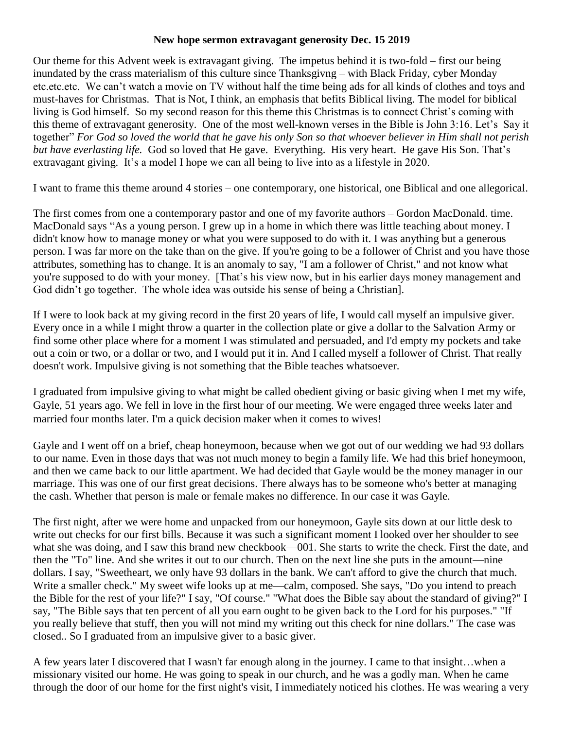**New hope sermon extravagant generosity Dec. 15 2019**

Our theme for this Advent week is extravagant giving. The impetus behind it is two-fold – first our being inundated by the crass materialism of this culture since Thanksgivng – with Black Friday, cyber Monday etc.etc.etc. We can't watch a movie on TV without half the time being ads for all kinds of clothes and toys and must-haves for Christmas. That is Not, I think, an emphasis that befits Biblical living. The model for biblical living is God himself. So my second reason for this theme this Christmas is to connect Christ's coming with this theme of extravagant generosity. One of the most well-known verses in the Bible is John 3:16. Let's Say it together" *For God so loved the world that he gave his only Son so that whoever believer in Him shall not perish but have everlasting life.* God so loved that He gave. Everything. His very heart. He gave His Son. That's extravagant giving. It's a model I hope we can all being to live into as a lifestyle in 2020.

I want to frame this theme around 4 stories – one contemporary, one historical, one Biblical and one allegorical.

The first comes from one a contemporary pastor and one of my favorite authors – Gordon MacDonald. time. MacDonald says "As a young person. I grew up in a home in which there was little teaching about money. I didn't know how to manage money or what you were supposed to do with it. I was anything but a generous person. I was far more on the take than on the give. If you're going to be a follower of Christ and you have those attributes, something has to change. It is an anomaly to say, "I am a follower of Christ," and not know what you're supposed to do with your money. [That's his view now, but in his earlier days money management and God didn't go together. The whole idea was outside his sense of being a Christian].

If I were to look back at my giving record in the first 20 years of life, I would call myself an impulsive giver. Every once in a while I might throw a quarter in the collection plate or give a dollar to the Salvation Army or find some other place where for a moment I was stimulated and persuaded, and I'd empty my pockets and take out a coin or two, or a dollar or two, and I would put it in. And I called myself a follower of Christ. That really doesn't work. Impulsive giving is not something that the Bible teaches whatsoever.

I graduated from impulsive giving to what might be called obedient giving or basic giving when I met my wife, Gayle, 51 years ago. We fell in love in the first hour of our meeting. We were engaged three weeks later and married four months later. I'm a quick decision maker when it comes to wives!

Gayle and I went off on a brief, cheap honeymoon, because when we got out of our wedding we had 93 dollars to our name. Even in those days that was not much money to begin a family life. We had this brief honeymoon, and then we came back to our little apartment. We had decided that Gayle would be the money manager in our marriage. This was one of our first great decisions. There always has to be someone who's better at managing the cash. Whether that person is male or female makes no difference. In our case it was Gayle.

The first night, after we were home and unpacked from our honeymoon, Gayle sits down at our little desk to write out checks for our first bills. Because it was such a significant moment I looked over her shoulder to see what she was doing, and I saw this brand new checkbook—001. She starts to write the check. First the date, and then the "To" line. And she writes it out to our church. Then on the next line she puts in the amount—nine dollars. I say, "Sweetheart, we only have 93 dollars in the bank. We can't afford to give the church that much. Write a smaller check." My sweet wife looks up at me—calm, composed. She says, "Do you intend to preach the Bible for the rest of your life?" I say, "Of course." "What does the Bible say about the standard of giving?" I say, "The Bible says that ten percent of all you earn ought to be given back to the Lord for his purposes." "If you really believe that stuff, then you will not mind my writing out this check for nine dollars." The case was closed.. So I graduated from an impulsive giver to a basic giver.

A few years later I discovered that I wasn't far enough along in the journey. I came to that insight…when a missionary visited our home. He was going to speak in our church, and he was a godly man. When he came through the door of our home for the first night's visit, I immediately noticed his clothes. He was wearing a very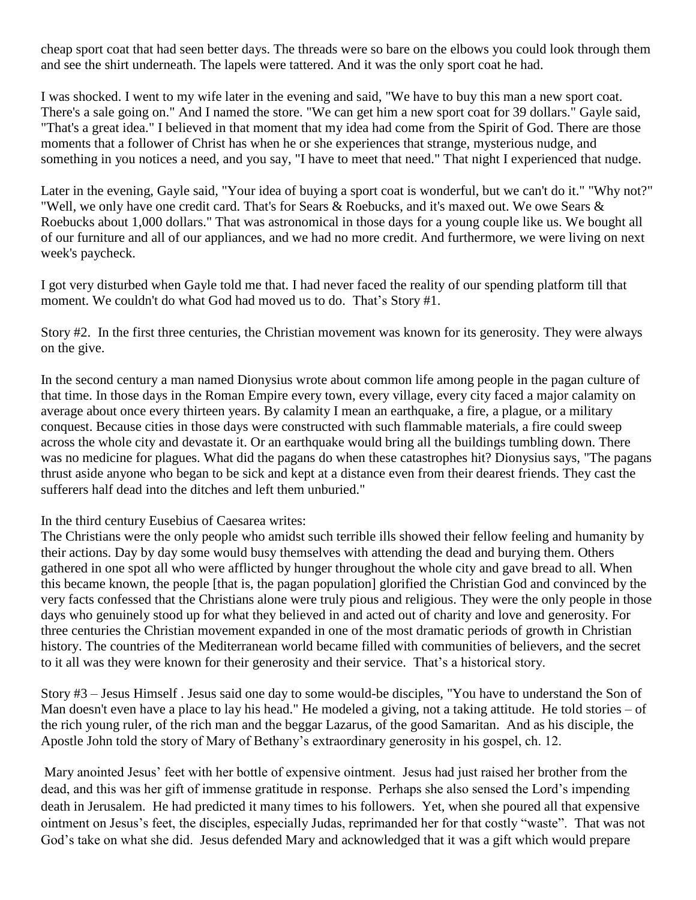cheap sport coat that had seen better days. The threads were so bare on the elbows you could look through them and see the shirt underneath. The lapels were tattered. And it was the only sport coat he had.

I was shocked. I went to my wife later in the evening and said, "We have to buy this man a new sport coat. There's a sale going on." And I named the store. "We can get him a new sport coat for 39 dollars." Gayle said, "That's a great idea." I believed in that moment that my idea had come from the Spirit of God. There are those moments that a follower of Christ has when he or she experiences that strange, mysterious nudge, and something in you notices a need, and you say, "I have to meet that need." That night I experienced that nudge.

Later in the evening, Gayle said, "Your idea of buying a sport coat is wonderful, but we can't do it." "Why not?" "Well, we only have one credit card. That's for Sears & Roebucks, and it's maxed out. We owe Sears & Roebucks about 1,000 dollars." That was astronomical in those days for a young couple like us. We bought all of our furniture and all of our appliances, and we had no more credit. And furthermore, we were living on next week's paycheck.

I got very disturbed when Gayle told me that. I had never faced the reality of our spending platform till that moment. We couldn't do what God had moved us to do. That's Story #1.

Story #2. In the first three centuries, the Christian movement was known for its generosity. They were always on the give.

In the second century a man named Dionysius wrote about common life among people in the pagan culture of that time. In those days in the Roman Empire every town, every village, every city faced a major calamity on average about once every thirteen years. By calamity I mean an earthquake, a fire, a plague, or a military conquest. Because cities in those days were constructed with such flammable materials, a fire could sweep across the whole city and devastate it. Or an earthquake would bring all the buildings tumbling down. There was no medicine for plagues. What did the pagans do when these catastrophes hit? Dionysius says, "The pagans thrust aside anyone who began to be sick and kept at a distance even from their dearest friends. They cast the sufferers half dead into the ditches and left them unburied."

In the third century Eusebius of Caesarea writes:
The Christians were the only people who amidst such terrible ills showed their fellow feeling and humanity by their actions. Day by day some would busy themselves with attending the dead and burying them. Others gathered in one spot all who were afflicted by hunger throughout the whole city and gave bread to all. When this became known, the people [that is, the pagan population] glorified the Christian God and convinced by the very facts confessed that the Christians alone were truly pious and religious. They were the only people in those days who genuinely stood up for what they believed in and acted out of charity and love and generosity. For three centuries the Christian movement expanded in one of the most dramatic periods of growth in Christian history. The countries of the Mediterranean world became filled with communities of believers, and the secret to it all was they were known for their generosity and their service. That's a historical story.

Story #3 – Jesus Himself . Jesus said one day to some would-be disciples, "You have to understand the Son of Man doesn't even have a place to lay his head." He modeled a giving, not a taking attitude. He told stories – of the rich young ruler, of the rich man and the beggar Lazarus, of the good Samaritan. And as his disciple, the Apostle John told the story of Mary of Bethany's extraordinary generosity in his gospel, ch. 12.

Mary anointed Jesus' feet with her bottle of expensive ointment. Jesus had just raised her brother from the dead, and this was her gift of immense gratitude in response. Perhaps she also sensed the Lord's impending death in Jerusalem. He had predicted it many times to his followers. Yet, when she poured all that expensive ointment on Jesus's feet, the disciples, especially Judas, reprimanded her for that costly "waste". That was not God's take on what she did. Jesus defended Mary and acknowledged that it was a gift which would prepare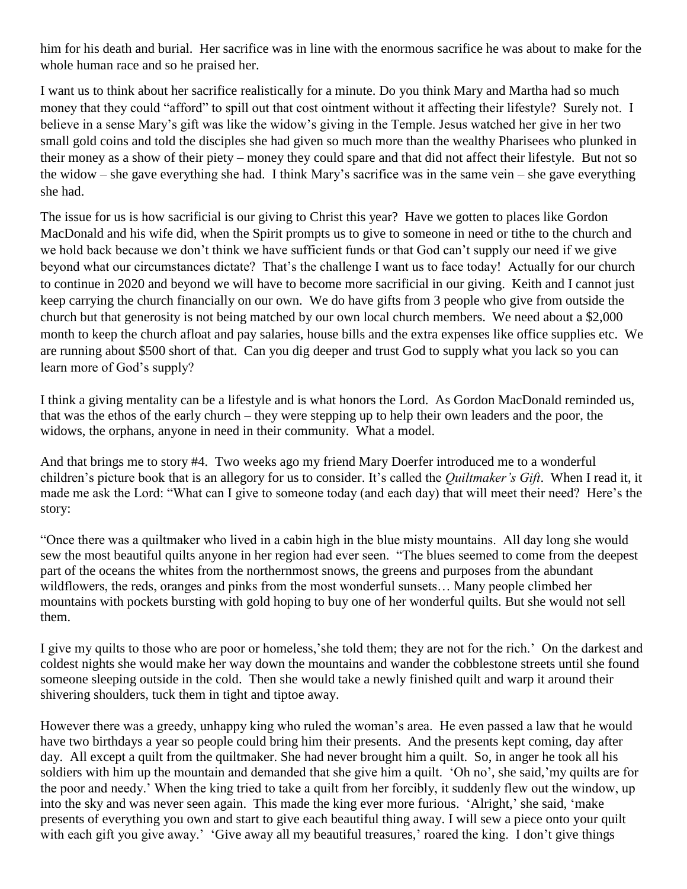him for his death and burial. Her sacrifice was in line with the enormous sacrifice he was about to make for the whole human race and so he praised her.

I want us to think about her sacrifice realistically for a minute. Do you think Mary and Martha had so much money that they could "afford" to spill out that cost ointment without it affecting their lifestyle? Surely not. I believe in a sense Mary's gift was like the widow's giving in the Temple. Jesus watched her give in her two small gold coins and told the disciples she had given so much more than the wealthy Pharisees who plunked in their money as a show of their piety – money they could spare and that did not affect their lifestyle. But not so the widow – she gave everything she had. I think Mary's sacrifice was in the same vein – she gave everything she had.

The issue for us is how sacrificial is our giving to Christ this year? Have we gotten to places like Gordon MacDonald and his wife did, when the Spirit prompts us to give to someone in need or tithe to the church and we hold back because we don't think we have sufficient funds or that God can't supply our need if we give beyond what our circumstances dictate? That's the challenge I want us to face today! Actually for our church to continue in 2020 and beyond we will have to become more sacrificial in our giving. Keith and I cannot just keep carrying the church financially on our own. We do have gifts from 3 people who give from outside the church but that generosity is not being matched by our own local church members. We need about a $2,000 month to keep the church afloat and pay salaries, house bills and the extra expenses like office supplies etc. We are running about $500 short of that. Can you dig deeper and trust God to supply what you lack so you can learn more of God's supply?

I think a giving mentality can be a lifestyle and is what honors the Lord. As Gordon MacDonald reminded us, that was the ethos of the early church – they were stepping up to help their own leaders and the poor, the widows, the orphans, anyone in need in their community. What a model.

And that brings me to story #4. Two weeks ago my friend Mary Doerfer introduced me to a wonderful children's picture book that is an allegory for us to consider. It's called the *Quiltmaker's Gift*. When I read it, it made me ask the Lord: "What can I give to someone today (and each day) that will meet their need? Here's the story:

"Once there was a quiltmaker who lived in a cabin high in the blue misty mountains. All day long she would sew the most beautiful quilts anyone in her region had ever seen. "The blues seemed to come from the deepest part of the oceans the whites from the northernmost snows, the greens and purposes from the abundant wildflowers, the reds, oranges and pinks from the most wonderful sunsets… Many people climbed her mountains with pockets bursting with gold hoping to buy one of her wonderful quilts. But she would not sell them.

I give my quilts to those who are poor or homeless,'she told them; they are not for the rich.' On the darkest and coldest nights she would make her way down the mountains and wander the cobblestone streets until she found someone sleeping outside in the cold. Then she would take a newly finished quilt and warp it around their shivering shoulders, tuck them in tight and tiptoe away.

However there was a greedy, unhappy king who ruled the woman's area. He even passed a law that he would have two birthdays a year so people could bring him their presents. And the presents kept coming, day after day. All except a quilt from the quiltmaker. She had never brought him a quilt. So, in anger he took all his soldiers with him up the mountain and demanded that she give him a quilt. 'Oh no', she said,'my quilts are for the poor and needy.' When the king tried to take a quilt from her forcibly, it suddenly flew out the window, up into the sky and was never seen again. This made the king ever more furious. 'Alright,' she said, 'make presents of everything you own and start to give each beautiful thing away. I will sew a piece onto your quilt with each gift you give away.' 'Give away all my beautiful treasures,' roared the king. I don't give things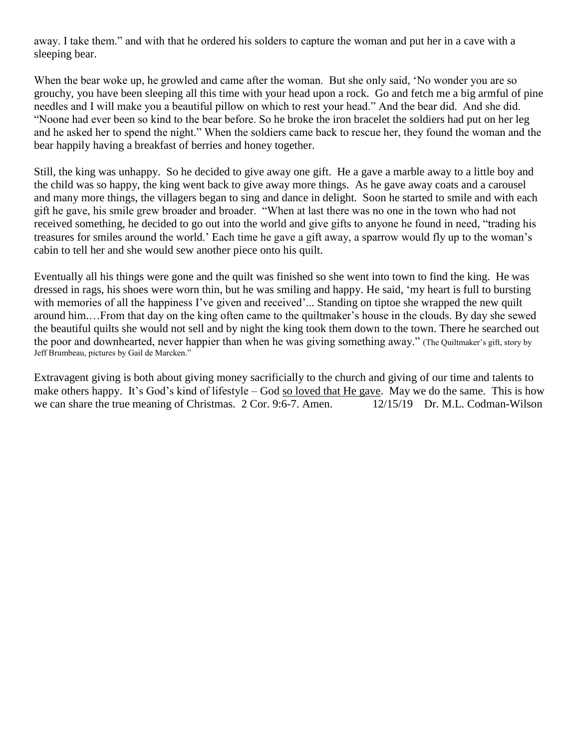away. I take them." and with that he ordered his solders to capture the woman and put her in a cave with a sleeping bear.

When the bear woke up, he growled and came after the woman. But she only said, 'No wonder you are so grouchy, you have been sleeping all this time with your head upon a rock. Go and fetch me a big armful of pine needles and I will make you a beautiful pillow on which to rest your head." And the bear did. And she did. "Noone had ever been so kind to the bear before. So he broke the iron bracelet the soldiers had put on her leg and he asked her to spend the night." When the soldiers came back to rescue her, they found the woman and the bear happily having a breakfast of berries and honey together.

Still, the king was unhappy. So he decided to give away one gift. He a gave a marble away to a little boy and the child was so happy, the king went back to give away more things. As he gave away coats and a carousel and many more things, the villagers began to sing and dance in delight. Soon he started to smile and with each gift he gave, his smile grew broader and broader. "When at last there was no one in the town who had not received something, he decided to go out into the world and give gifts to anyone he found in need, "trading his treasures for smiles around the world.' Each time he gave a gift away, a sparrow would fly up to the woman's cabin to tell her and she would sew another piece onto his quilt.

Eventually all his things were gone and the quilt was finished so she went into town to find the king. He was dressed in rags, his shoes were worn thin, but he was smiling and happy. He said, 'my heart is full to bursting with memories of all the happiness I've given and received'... Standing on tiptoe she wrapped the new quilt around him.…From that day on the king often came to the quiltmaker's house in the clouds. By day she sewed the beautiful quilts she would not sell and by night the king took them down to the town. There he searched out the poor and downhearted, never happier than when he was giving something away." (The Quiltmaker's gift, story by Jeff Brumbeau, pictures by Gail de Marcken."

Extravegent giving is both about giving money sacrificially to the church and giving of our time and talents to make others happy. It's God's kind of lifestyle – God so loved that He gave. May we do the same. This is how we can share the true meaning of Christmas. 2 Cor. 9:6-7. Amen. 12/15/19 Dr. M.L. Codman-Wilson